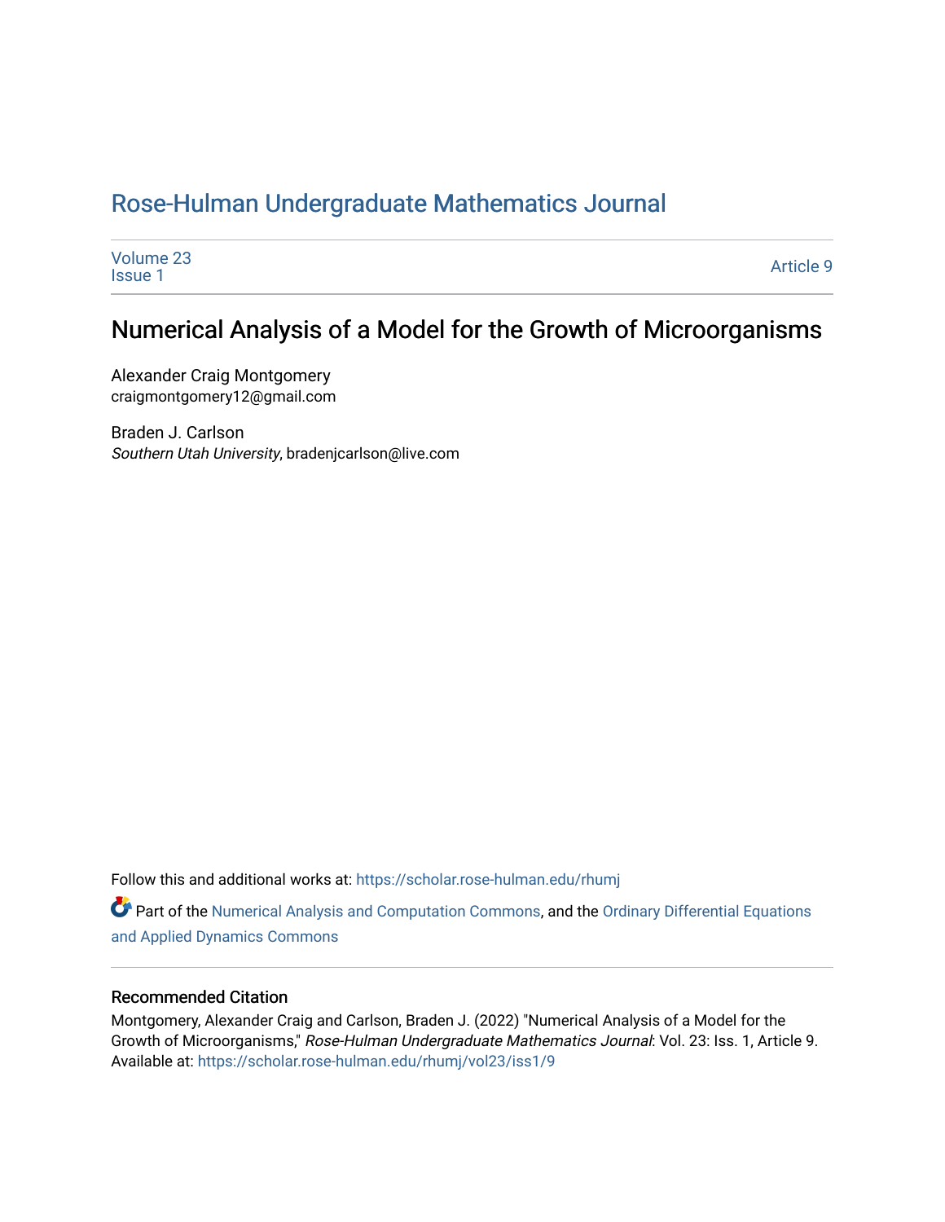# Rose-Hulman Undergraduate Mathematics Journal

Volume 23
Issue 1

Article 9

## Numerical Analysis of a Model for the Growth of Microorganisms

Alexander Craig Montgomery
craigmontgomery12@gmail.com

Braden J. Carlson
*Southern Utah University*, bradenjcarlson@live.com

Follow this and additional works at: https://scholar.rose-hulman.edu/rhumj

Part of the Numerical Analysis and Computation Commons, and the Ordinary Differential Equations and Applied Dynamics Commons

### Recommended Citation

Montgomery, Alexander Craig and Carlson, Braden J. (2022) "Numerical Analysis of a Model for the Growth of Microorganisms," *Rose-Hulman Undergraduate Mathematics Journal*: Vol. 23: Iss. 1, Article 9.
Available at: https://scholar.rose-hulman.edu/rhumj/vol23/iss1/9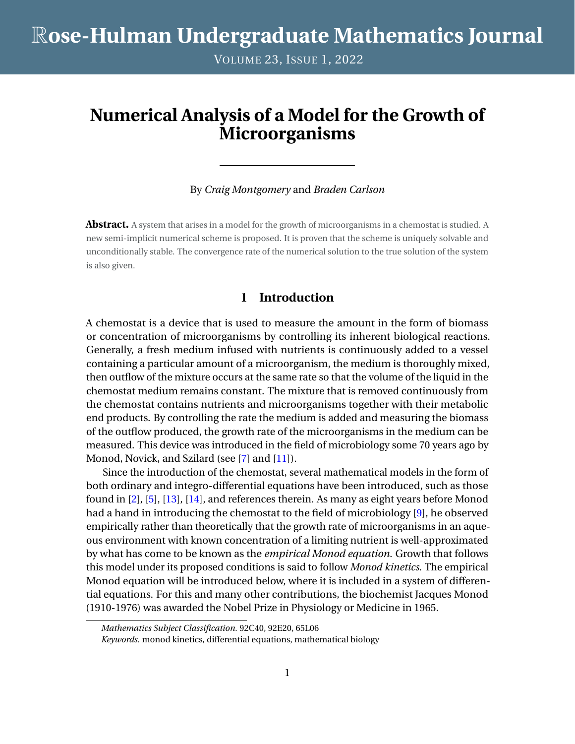# Numerical Analysis of a Model for the Growth of Microorganisms

By *Craig Montgomery* and *Braden Carlson*

**Abstract.** A system that arises in a model for the growth of microorganisms in a chemostat is studied. A new semi-implicit numerical scheme is proposed. It is proven that the scheme is uniquely solvable and unconditionally stable. The convergence rate of the numerical solution to the true solution of the system is also given.

## 1 Introduction

A chemostat is a device that is used to measure the amount in the form of biomass or concentration of microorganisms by controlling its inherent biological reactions. Generally, a fresh medium infused with nutrients is continuously added to a vessel containing a particular amount of a microorganism, the medium is thoroughly mixed, then outflow of the mixture occurs at the same rate so that the volume of the liquid in the chemostat medium remains constant. The mixture that is removed continuously from the chemostat contains nutrients and microorganisms together with their metabolic end products. By controlling the rate the medium is added and measuring the biomass of the outflow produced, the growth rate of the microorganisms in the medium can be measured. This device was introduced in the field of microbiology some 70 years ago by Monod, Novick, and Szilard (see [7] and [11]).

Since the introduction of the chemostat, several mathematical models in the form of both ordinary and integro-differential equations have been introduced, such as those found in [2], [5], [13], [14], and references therein. As many as eight years before Monod had a hand in introducing the chemostat to the field of microbiology [9], he observed empirically rather than theoretically that the growth rate of microorganisms in an aqueous environment with known concentration of a limiting nutrient is well-approximated by what has come to be known as the *empirical Monod equation*. Growth that follows this model under its proposed conditions is said to follow *Monod kinetics*. The empirical Monod equation will be introduced below, where it is included in a system of differential equations. For this and many other contributions, the biochemist Jacques Monod (1910-1976) was awarded the Nobel Prize in Physiology or Medicine in 1965.

*Mathematics Subject Classification.* 92C40, 92E20, 65L06

*Keywords.* monod kinetics, differential equations, mathematical biology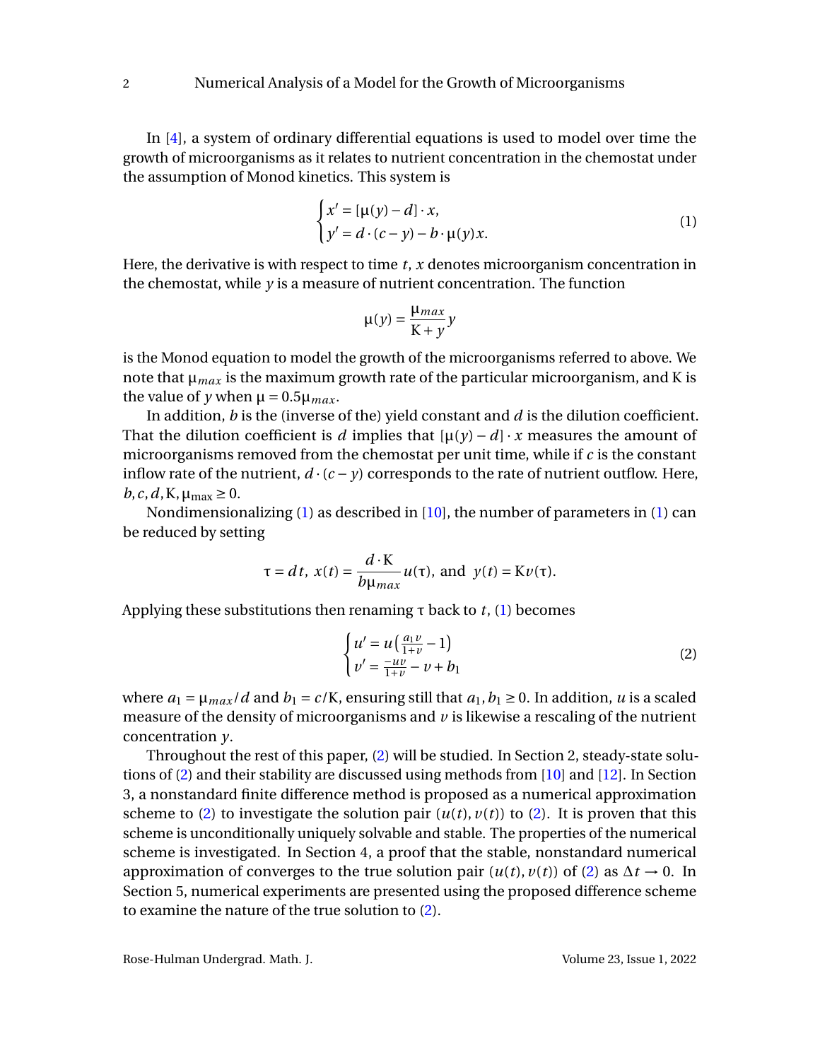In [4], a system of ordinary differential equations is used to model over time the growth of microorganisms as it relates to nutrient concentration in the chemostat under the assumption of Monod kinetics. This system is

$$
\begin{cases} x' = [\mu(y) - d] \cdot x, \\ y' = d \cdot (c - y) - b \cdot \mu(y) x. \end{cases} \tag{1}
$$

Here, the derivative is with respect to time $t$, $x$ denotes microorganism concentration in the chemostat, while $y$ is a measure of nutrient concentration. The function

$$
\mu(y) = \frac{\mu_{max}}{\mathrm{K} + y} y
$$

is the Monod equation to model the growth of the microorganisms referred to above. We note that $\mu_{max}$ is the maximum growth rate of the particular microorganism, and K is the value of $y$ when $\mu = 0.5\mu_{max}$.

In addition, $b$ is the (inverse of the) yield constant and $d$ is the dilution coefficient. That the dilution coefficient is $d$ implies that $[\mu(y) - d] \cdot x$ measures the amount of microorganisms removed from the chemostat per unit time, while if $c$ is the constant inflow rate of the nutrient, $d \cdot (c - y)$ corresponds to the rate of nutrient outflow. Here, $b, c, d, \mathrm{K}, \mu_{\max} \geq 0$.

Nondimensionalizing (1) as described in [10], the number of parameters in (1) can be reduced by setting

$$
\tau = dt, \; x(t) = \frac{d \cdot \mathrm{K}}{b\mu_{max}} u(\tau), \text{ and } \; y(t) = \mathrm{K} v(\tau).
$$

Applying these substitutions then renaming $\tau$ back to $t$, (1) becomes

$$
\begin{cases} u' = u\left(\frac{a_1 v}{1+v} - 1\right) \\ v' = \frac{-uv}{1+v} - v + b_1 \end{cases} \tag{2}
$$

where $a_1 = \mu_{max}/d$ and $b_1 = c/\mathrm{K}$, ensuring still that $a_1, b_1 \geq 0$. In addition, $u$ is a scaled measure of the density of microorganisms and $v$ is likewise a rescaling of the nutrient concentration $y$.

Throughout the rest of this paper, (2) will be studied. In Section 2, steady-state solutions of (2) and their stability are discussed using methods from [10] and [12]. In Section 3, a nonstandard finite difference method is proposed as a numerical approximation scheme to (2) to investigate the solution pair $(u(t), v(t))$ to (2). It is proven that this scheme is unconditionally uniquely solvable and stable. The properties of the numerical scheme is investigated. In Section 4, a proof that the stable, nonstandard numerical approximation of converges to the true solution pair $(u(t), v(t))$ of (2) as $\Delta t \to 0$. In Section 5, numerical experiments are presented using the proposed difference scheme to examine the nature of the true solution to (2).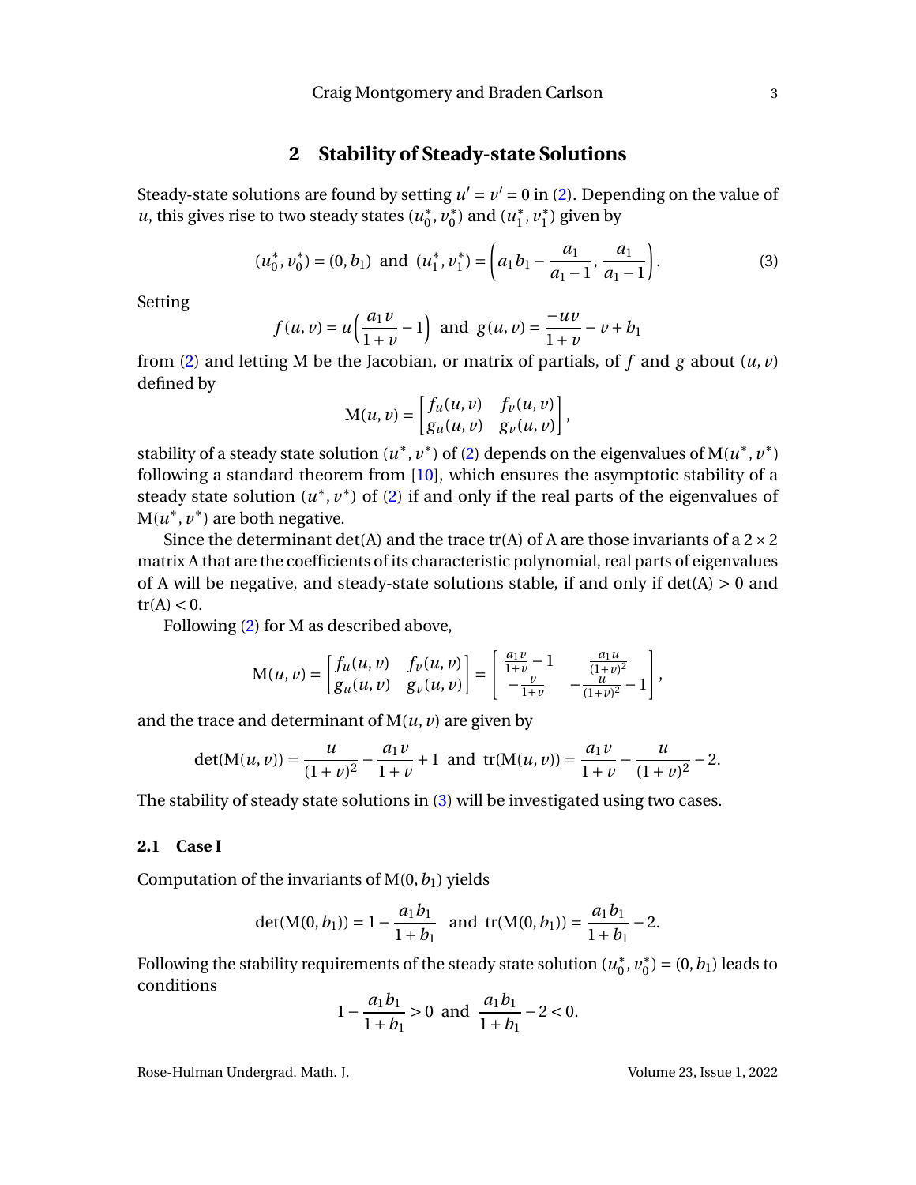## 2 Stability of Steady-state Solutions

Steady-state solutions are found by setting $u' = v' = 0$ in (2). Depending on the value of $u$, this gives rise to two steady states $(u_0^*, v_0^*)$ and $(u_1^*, v_1^*)$ given by

$$(u_0^*, v_0^*) = (0, b_1) \text{ and } (u_1^*, v_1^*) = \left(a_1 b_1 - \frac{a_1}{a_1 - 1}, \frac{a_1}{a_1 - 1}\right). \tag{3}$$

Setting

$$f(u, v) = u\left(\frac{a_1 v}{1+v} - 1\right) \text{ and } g(u, v) = \frac{-uv}{1+v} - v + b_1$$

from (2) and letting M be the Jacobian, or matrix of partials, of $f$ and $g$ about $(u, v)$ defined by

$$\mathrm{M}(u, v) = \begin{bmatrix} f_u(u, v) & f_v(u, v) \\ g_u(u, v) & g_v(u, v) \end{bmatrix},$$

stability of a steady state solution $(u^*, v^*)$ of (2) depends on the eigenvalues of $\mathrm{M}(u^*, v^*)$ following a standard theorem from [10], which ensures the asymptotic stability of a steady state solution $(u^*, v^*)$ of (2) if and only if the real parts of the eigenvalues of $\mathrm{M}(u^*, v^*)$ are both negative.

Since the determinant $\det(\mathrm{A})$ and the trace $\mathrm{tr}(\mathrm{A})$ of A are those invariants of a $2 \times 2$ matrix A that are the coefficients of its characteristic polynomial, real parts of eigenvalues of A will be negative, and steady-state solutions stable, if and only if $\det(\mathrm{A}) > 0$ and $\mathrm{tr}(\mathrm{A}) < 0$.

Following (2) for M as described above,

$$\mathrm{M}(u, v) = \begin{bmatrix} f_u(u, v) & f_v(u, v) \\ g_u(u, v) & g_v(u, v) \end{bmatrix} = \begin{bmatrix} \frac{a_1 v}{1+v} - 1 & \frac{a_1 u}{(1+v)^2} \\ -\frac{v}{1+v} & -\frac{u}{(1+v)^2} - 1 \end{bmatrix},$$

and the trace and determinant of $\mathrm{M}(u, v)$ are given by

$$\det(\mathrm{M}(u, v)) = \frac{u}{(1+v)^2} - \frac{a_1 v}{1+v} + 1 \text{ and } \mathrm{tr}(\mathrm{M}(u, v)) = \frac{a_1 v}{1+v} - \frac{u}{(1+v)^2} - 2.$$

The stability of steady state solutions in (3) will be investigated using two cases.

### 2.1 Case I

Computation of the invariants of $\mathrm{M}(0, b_1)$ yields

$$\det(\mathrm{M}(0, b_1)) = 1 - \frac{a_1 b_1}{1+b_1} \text{ and } \mathrm{tr}(\mathrm{M}(0, b_1)) = \frac{a_1 b_1}{1+b_1} - 2.$$

Following the stability requirements of the steady state solution $(u_0^*, v_0^*) = (0, b_1)$ leads to conditions

$$1 - \frac{a_1 b_1}{1+b_1} > 0 \text{ and } \frac{a_1 b_1}{1+b_1} - 2 < 0.$$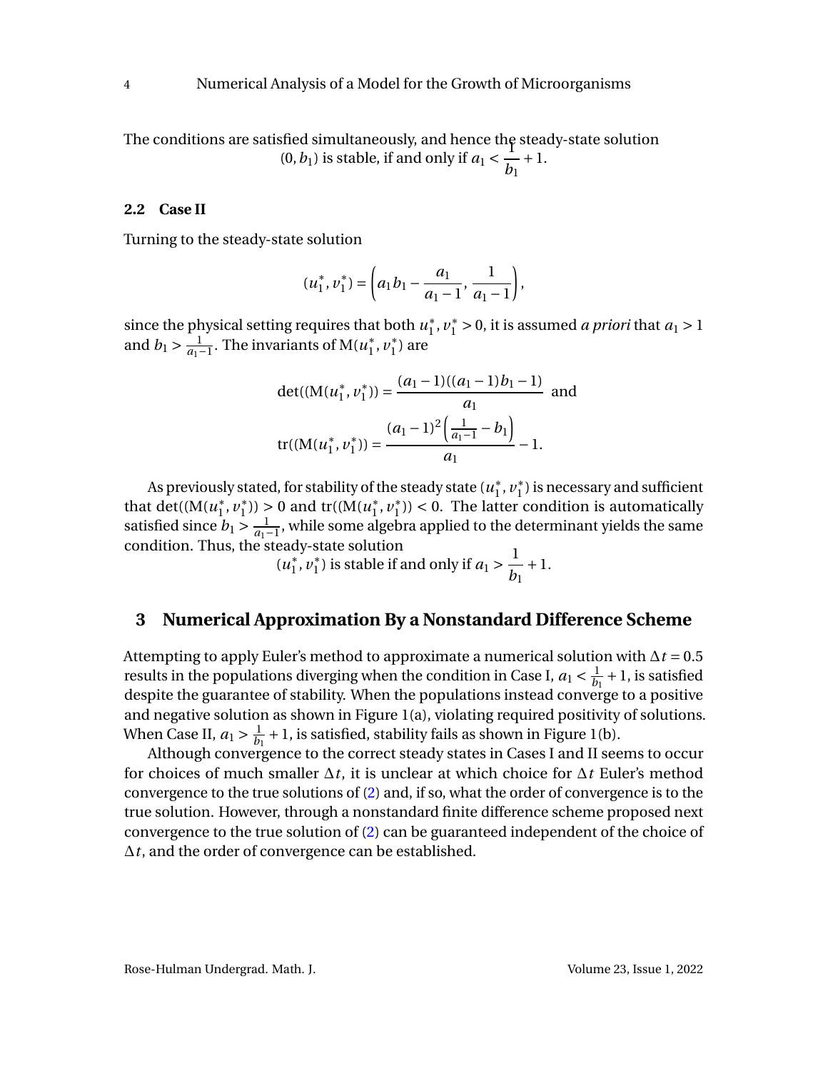The conditions are satisfied simultaneously, and hence the steady-state solution $(0, b_1)$ is stable, if and only if $a_1 < \dfrac{1}{b_1} + 1$.

### 2.2 Case II

Turning to the steady-state solution

$$(u_1^*, v_1^*) = \left(a_1 b_1 - \frac{a_1}{a_1 - 1}, \frac{1}{a_1 - 1}\right),$$

since the physical setting requires that both $u_1^*, v_1^* > 0$, it is assumed *a priori* that $a_1 > 1$ and $b_1 > \frac{1}{a_1 - 1}$. The invariants of $\mathrm{M}(u_1^*, v_1^*)$ are

$$\det((\mathrm{M}(u_1^*, v_1^*)) = \frac{(a_1 - 1)((a_1 - 1)b_1 - 1)}{a_1} \text{ and}$$

$$\operatorname{tr}((\mathrm{M}(u_1^*, v_1^*)) = \frac{(a_1 - 1)^2 \left(\frac{1}{a_1 - 1} - b_1\right)}{a_1} - 1.$$

As previously stated, for stability of the steady state $(u_1^*, v_1^*)$ is necessary and sufficient that $\det((\mathrm{M}(u_1^*, v_1^*)) > 0$ and $\operatorname{tr}((\mathrm{M}(u_1^*, v_1^*)) < 0$. The latter condition is automatically satisfied since $b_1 > \frac{1}{a_1 - 1}$, while some algebra applied to the determinant yields the same condition. Thus, the steady-state solution $(u_1^*, v_1^*)$ is stable if and only if $a_1 > \dfrac{1}{b_1} + 1$.

## 3 Numerical Approximation By a Nonstandard Difference Scheme

Attempting to apply Euler's method to approximate a numerical solution with $\Delta t = 0.5$ results in the populations diverging when the condition in Case I, $a_1 < \frac{1}{b_1} + 1$, is satisfied despite the guarantee of stability. When the populations instead converge to a positive and negative solution as shown in Figure 1(a), violating required positivity of solutions. When Case II, $a_1 > \frac{1}{b_1} + 1$, is satisfied, stability fails as shown in Figure 1(b).

Although convergence to the correct steady states in Cases I and II seems to occur for choices of much smaller $\Delta t$, it is unclear at which choice for $\Delta t$ Euler's method convergence to the true solutions of (2) and, if so, what the order of convergence is to the true solution. However, through a nonstandard finite difference scheme proposed next convergence to the true solution of (2) can be guaranteed independent of the choice of $\Delta t$, and the order of convergence can be established.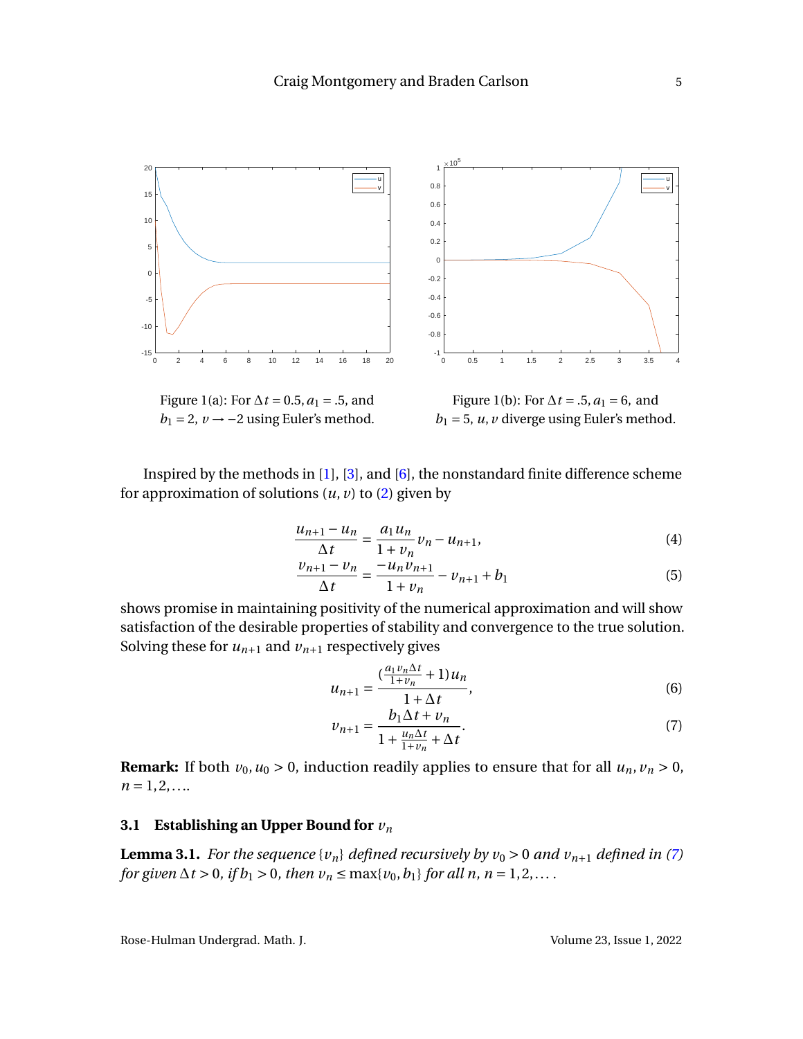Figure 1(a): For $\Delta t = 0.5, a_1 = .5$, and $b_1 = 2$, $v \to -2$ using Euler's method.

Figure 1(b): For $\Delta t = .5, a_1 = 6$, and $b_1 = 5$, $u, v$ diverge using Euler's method.

Inspired by the methods in [1], [3], and [6], the nonstandard finite difference scheme for approximation of solutions $(u, v)$ to (2) given by

$$\frac{u_{n+1} - u_n}{\Delta t} = \frac{a_1 u_n}{1 + v_n} v_n - u_{n+1}, \tag{4}$$

$$\frac{v_{n+1} - v_n}{\Delta t} = \frac{-u_n v_{n+1}}{1 + v_n} - v_{n+1} + b_1 \tag{5}$$

shows promise in maintaining positivity of the numerical approximation and will show satisfaction of the desirable properties of stability and convergence to the true solution. Solving these for $u_{n+1}$ and $v_{n+1}$ respectively gives

$$u_{n+1} = \frac{\left(\frac{a_1 v_n \Delta t}{1+v_n} + 1\right) u_n}{1 + \Delta t}, \tag{6}$$

$$v_{n+1} = \frac{b_1 \Delta t + v_n}{1 + \frac{u_n \Delta t}{1+v_n} + \Delta t}. \tag{7}$$

**Remark:** If both $v_0, u_0 > 0$, induction readily applies to ensure that for all $u_n, v_n > 0$, $n = 1, 2, \ldots$.

### 3.1 Establishing an Upper Bound for $v_n$

**Lemma 3.1.** *For the sequence $\{v_n\}$ defined recursively by $v_0 > 0$ and $v_{n+1}$ defined in (7) for given $\Delta t > 0$, if $b_1 > 0$, then $v_n \leq \max\{v_0, b_1\}$ for all $n$, $n = 1, 2, \ldots$.*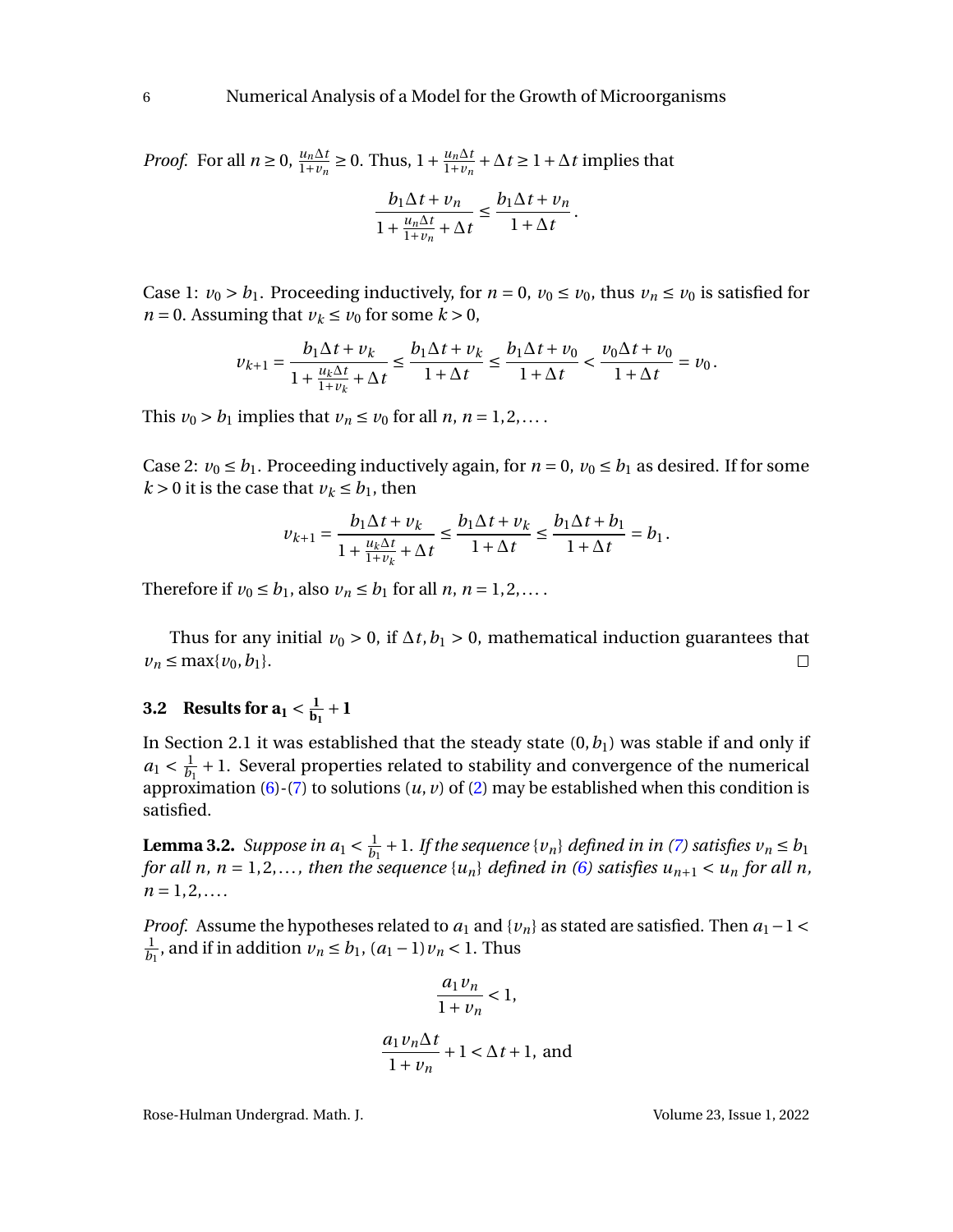*Proof.* For all $n \geq 0$, $\frac{u_n \Delta t}{1+v_n} \geq 0$. Thus, $1 + \frac{u_n \Delta t}{1+v_n} + \Delta t \geq 1 + \Delta t$ implies that

$$\frac{b_1 \Delta t + v_n}{1 + \frac{u_n \Delta t}{1+v_n} + \Delta t} \leq \frac{b_1 \Delta t + v_n}{1 + \Delta t}.$$

Case 1: $v_0 > b_1$. Proceeding inductively, for $n = 0$, $v_0 \leq v_0$, thus $v_n \leq v_0$ is satisfied for $n = 0$. Assuming that $v_k \leq v_0$ for some $k > 0$,

$$v_{k+1} = \frac{b_1 \Delta t + v_k}{1 + \frac{u_k \Delta t}{1+v_k} + \Delta t} \leq \frac{b_1 \Delta t + v_k}{1 + \Delta t} \leq \frac{b_1 \Delta t + v_0}{1 + \Delta t} < \frac{v_0 \Delta t + v_0}{1 + \Delta t} = v_0.$$

This $v_0 > b_1$ implies that $v_n \leq v_0$ for all $n$, $n = 1, 2, \ldots$.

Case 2: $v_0 \leq b_1$. Proceeding inductively again, for $n = 0$, $v_0 \leq b_1$ as desired. If for some $k > 0$ it is the case that $v_k \leq b_1$, then

$$v_{k+1} = \frac{b_1 \Delta t + v_k}{1 + \frac{u_k \Delta t}{1+v_k} + \Delta t} \leq \frac{b_1 \Delta t + v_k}{1 + \Delta t} \leq \frac{b_1 \Delta t + b_1}{1 + \Delta t} = b_1.$$

Therefore if $v_0 \leq b_1$, also $v_n \leq b_1$ for all $n$, $n = 1, 2, \ldots$.

Thus for any initial $v_0 > 0$, if $\Delta t, b_1 > 0$, mathematical induction guarantees that $v_n \leq \max\{v_0, b_1\}$. ◻

### 3.2 Results for $\mathbf{a_1 < \frac{1}{b_1} + 1}$

In Section 2.1 it was established that the steady state $(0, b_1)$ was stable if and only if $a_1 < \frac{1}{b_1} + 1$. Several properties related to stability and convergence of the numerical approximation (6)-(7) to solutions $(u, v)$ of (2) may be established when this condition is satisfied.

**Lemma 3.2.** *Suppose in $a_1 < \frac{1}{b_1} + 1$. If the sequence $\{v_n\}$ defined in in (7) satisfies $v_n \leq b_1$ for all $n$, $n = 1, 2, \ldots$, then the sequence $\{u_n\}$ defined in (6) satisfies $u_{n+1} < u_n$ for all $n$, $n = 1, 2, \ldots$.*

*Proof.* Assume the hypotheses related to $a_1$ and $\{v_n\}$ as stated are satisfied. Then $a_1 - 1 < \frac{1}{b_1}$, and if in addition $v_n \leq b_1$, $(a_1 - 1) v_n < 1$. Thus

$$\frac{a_1 v_n}{1 + v_n} < 1,$$

$$\frac{a_1 v_n \Delta t}{1 + v_n} + 1 < \Delta t + 1, \text{ and}$$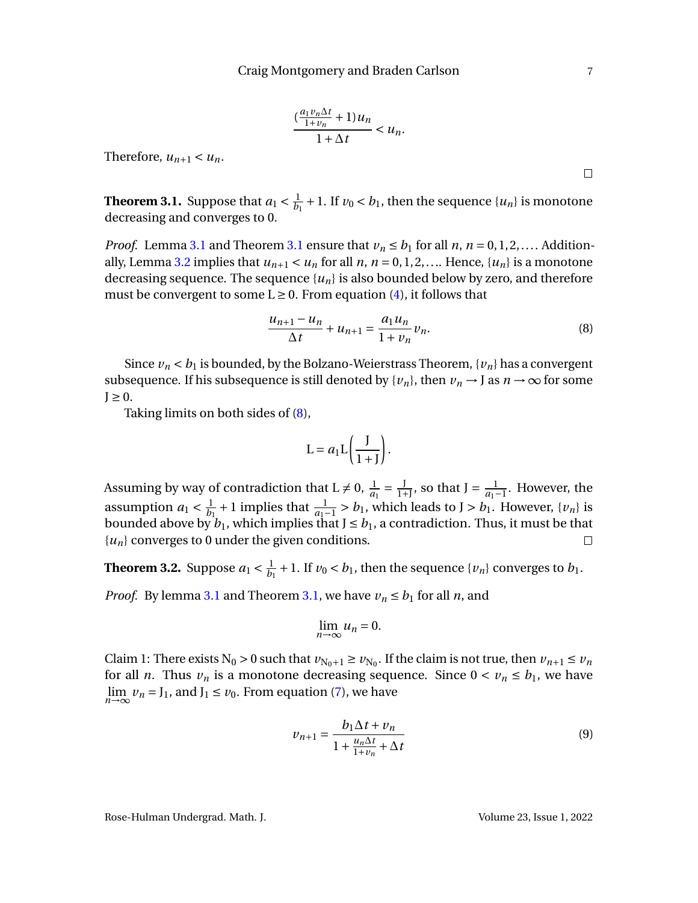$$\frac{(\frac{a_1 v_n \Delta t}{1+v_n}+1)u_n}{1+\Delta t} < u_n.$$

Therefore, $u_{n+1} < u_n$.

□

**Theorem 3.1.** Suppose that $a_1 < \frac{1}{b_1} + 1$. If $v_0 < b_1$, then the sequence $\{u_n\}$ is monotone decreasing and converges to 0.

*Proof.* Lemma 3.1 and Theorem 3.1 ensure that $v_n \le b_1$ for all $n$, $n = 0, 1, 2, \ldots$. Additionally, Lemma 3.2 implies that $u_{n+1} < u_n$ for all $n$, $n = 0, 1, 2, \ldots$. Hence, $\{u_n\}$ is a monotone decreasing sequence. The sequence $\{u_n\}$ is also bounded below by zero, and therefore must be convergent to some $\mathrm{L} \ge 0$. From equation (4), it follows that

$$\frac{u_{n+1}-u_n}{\Delta t} + u_{n+1} = \frac{a_1 u_n}{1+v_n} v_n. \tag{8}$$

Since $v_n < b_1$ is bounded, by the Bolzano-Weierstrass Theorem, $\{v_n\}$ has a convergent subsequence. If his subsequence is still denoted by $\{v_n\}$, then $v_n \to \mathrm{J}$ as $n \to \infty$ for some $\mathrm{J} \ge 0$.

Taking limits on both sides of (8),

$$\mathrm{L} = a_1 \mathrm{L}\left(\frac{\mathrm{J}}{1+\mathrm{J}}\right).$$

Assuming by way of contradiction that $\mathrm{L} \ne 0$, $\frac{1}{a_1} = \frac{\mathrm{J}}{1+\mathrm{J}}$, so that $\mathrm{J} = \frac{1}{a_1 - 1}$. However, the assumption $a_1 < \frac{1}{b_1} + 1$ implies that $\frac{1}{a_1-1} > b_1$, which leads to $\mathrm{J} > b_1$. However, $\{v_n\}$ is bounded above by $b_1$, which implies that $\mathrm{J} \le b_1$, a contradiction. Thus, it must be that $\{u_n\}$ converges to 0 under the given conditions. □

**Theorem 3.2.** Suppose $a_1 < \frac{1}{b_1} + 1$. If $v_0 < b_1$, then the sequence $\{v_n\}$ converges to $b_1$.

*Proof.* By lemma 3.1 and Theorem 3.1, we have $v_n \le b_1$ for all $n$, and

$$\lim_{n\to\infty} u_n = 0.$$

Claim 1: There exists $\mathrm{N}_0 > 0$ such that $v_{\mathrm{N}_0+1} \ge v_{\mathrm{N}_0}$. If the claim is not true, then $v_{n+1} \le v_n$ for all $n$. Thus $v_n$ is a monotone decreasing sequence. Since $0 < v_n \le b_1$, we have $\lim_{n\to\infty} v_n = \mathrm{J}_1$, and $\mathrm{J}_1 \le v_0$. From equation (7), we have

$$v_{n+1} = \frac{b_1 \Delta t + v_n}{1 + \frac{u_n \Delta t}{1+v_n} + \Delta t} \tag{9}$$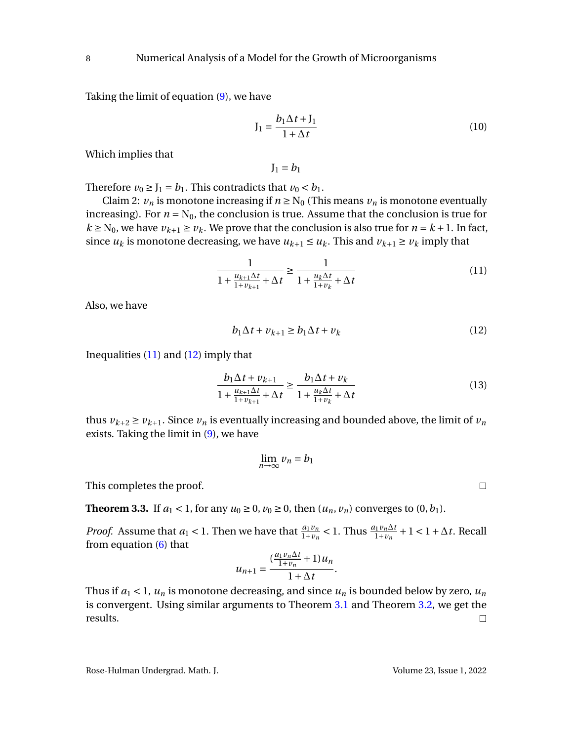Taking the limit of equation (9), we have

$$J_1 = \frac{b_1 \Delta t + J_1}{1 + \Delta t} \tag{10}$$

Which implies that

$$J_1 = b_1$$

Therefore $v_0 \geq J_1 = b_1$. This contradicts that $v_0 < b_1$.

Claim 2: $v_n$ is monotone increasing if $n \geq N_0$ (This means $v_n$ is monotone eventually increasing). For $n = N_0$, the conclusion is true. Assume that the conclusion is true for $k \geq N_0$, we have $v_{k+1} \geq v_k$. We prove that the conclusion is also true for $n = k+1$. In fact, since $u_k$ is monotone decreasing, we have $u_{k+1} \leq u_k$. This and $v_{k+1} \geq v_k$ imply that

$$\frac{1}{1 + \frac{u_{k+1}\Delta t}{1+v_{k+1}} + \Delta t} \geq \frac{1}{1 + \frac{u_k \Delta t}{1+v_k} + \Delta t} \tag{11}$$

Also, we have

$$b_1 \Delta t + v_{k+1} \geq b_1 \Delta t + v_k \tag{12}$$

Inequalities (11) and (12) imply that

$$\frac{b_1 \Delta t + v_{k+1}}{1 + \frac{u_{k+1}\Delta t}{1+v_{k+1}} + \Delta t} \geq \frac{b_1 \Delta t + v_k}{1 + \frac{u_k \Delta t}{1+v_k} + \Delta t} \tag{13}$$

thus $v_{k+2} \geq v_{k+1}$. Since $v_n$ is eventually increasing and bounded above, the limit of $v_n$ exists. Taking the limit in (9), we have

$$\lim_{n \to \infty} v_n = b_1$$

This completes the proof. □

**Theorem 3.3.** If $a_1 < 1$, for any $u_0 \geq 0, v_0 \geq 0$, then $(u_n, v_n)$ converges to $(0, b_1)$.

*Proof.* Assume that $a_1 < 1$. Then we have that $\frac{a_1 v_n}{1+v_n} < 1$. Thus $\frac{a_1 v_n \Delta t}{1+v_n} + 1 < 1 + \Delta t$. Recall from equation (6) that

$$u_{n+1} = \frac{(\frac{a_1 v_n \Delta t}{1+v_n} + 1) u_n}{1 + \Delta t}.$$

Thus if $a_1 < 1$, $u_n$ is monotone decreasing, and since $u_n$ is bounded below by zero, $u_n$ is convergent. Using similar arguments to Theorem 3.1 and Theorem 3.2, we get the results. □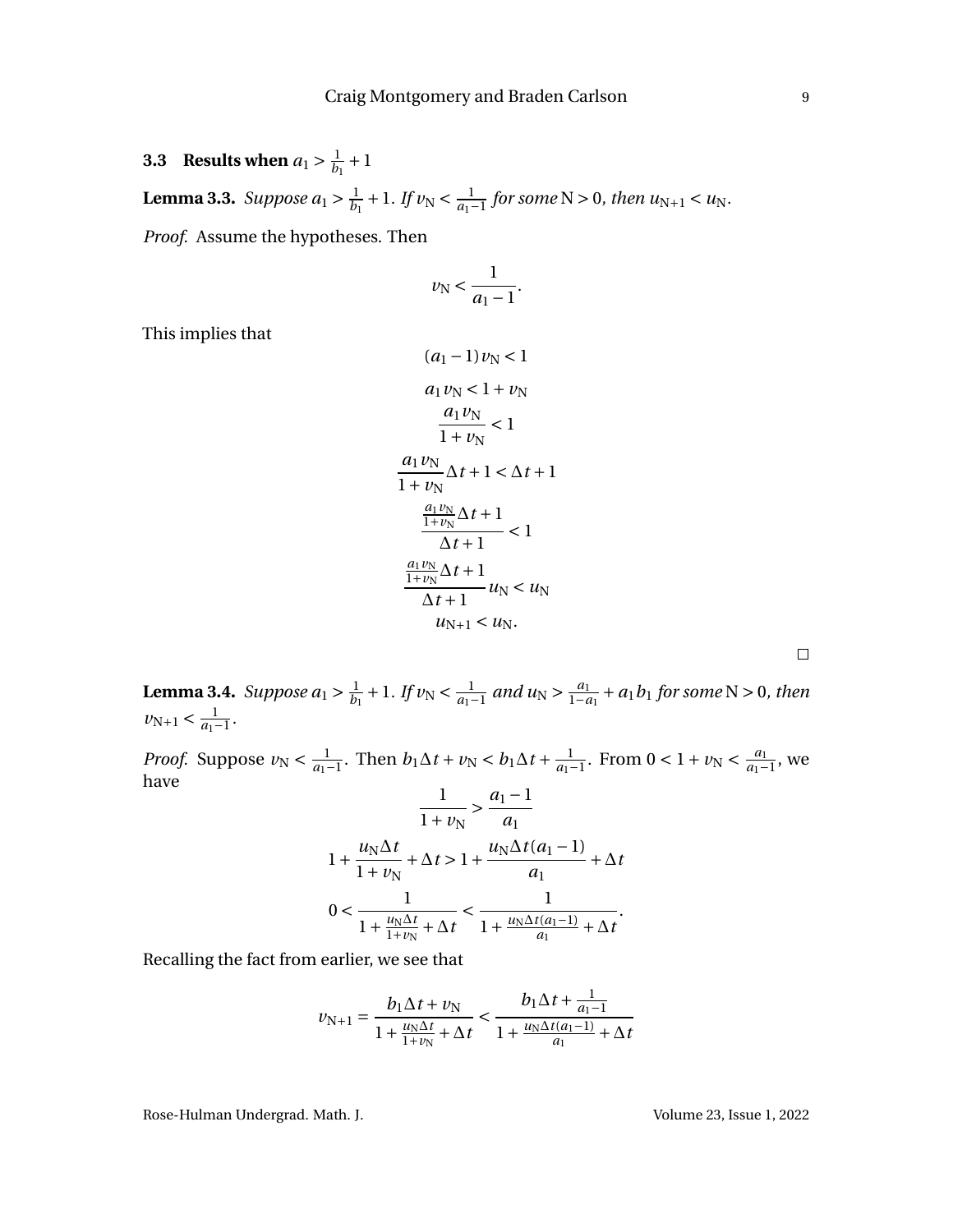### 3.3 Results when $a_1 > \frac{1}{b_1} + 1$

**Lemma 3.3.** *Suppose $a_1 > \frac{1}{b_1} + 1$. If $v_N < \frac{1}{a_1 - 1}$ for some $N > 0$, then $u_{N+1} < u_N$.*

*Proof.* Assume the hypotheses. Then

$$v_N < \frac{1}{a_1 - 1}.$$

This implies that

$$(a_1 - 1) v_N < 1$$

$$a_1 v_N < 1 + v_N$$

$$\frac{a_1 v_N}{1 + v_N} < 1$$

$$\frac{a_1 v_N}{1 + v_N} \Delta t + 1 < \Delta t + 1$$

$$\frac{\frac{a_1 v_N}{1 + v_N} \Delta t + 1}{\Delta t + 1} < 1$$

$$\frac{\frac{a_1 v_N}{1 + v_N} \Delta t + 1}{\Delta t + 1} u_N < u_N$$

$$u_{N+1} < u_N.$$

□

**Lemma 3.4.** *Suppose $a_1 > \frac{1}{b_1} + 1$. If $v_N < \frac{1}{a_1 - 1}$ and $u_N > \frac{a_1}{1 - a_1} + a_1 b_1$ for some $N > 0$, then $v_{N+1} < \frac{1}{a_1 - 1}$.*

*Proof.* Suppose $v_N < \frac{1}{a_1 - 1}$. Then $b_1 \Delta t + v_N < b_1 \Delta t + \frac{1}{a_1 - 1}$. From $0 < 1 + v_N < \frac{a_1}{a_1 - 1}$, we have

$$\frac{1}{1 + v_N} > \frac{a_1 - 1}{a_1}$$

$$1 + \frac{u_N \Delta t}{1 + v_N} + \Delta t > 1 + \frac{u_N \Delta t (a_1 - 1)}{a_1} + \Delta t$$

$$0 < \frac{1}{1 + \frac{u_N \Delta t}{1 + v_N} + \Delta t} < \frac{1}{1 + \frac{u_N \Delta t (a_1 - 1)}{a_1} + \Delta t}.$$

Recalling the fact from earlier, we see that

$$v_{N+1} = \frac{b_1 \Delta t + v_N}{1 + \frac{u_N \Delta t}{1 + v_N} + \Delta t} < \frac{b_1 \Delta t + \frac{1}{a_1 - 1}}{1 + \frac{u_N \Delta t (a_1 - 1)}{a_1} + \Delta t}$$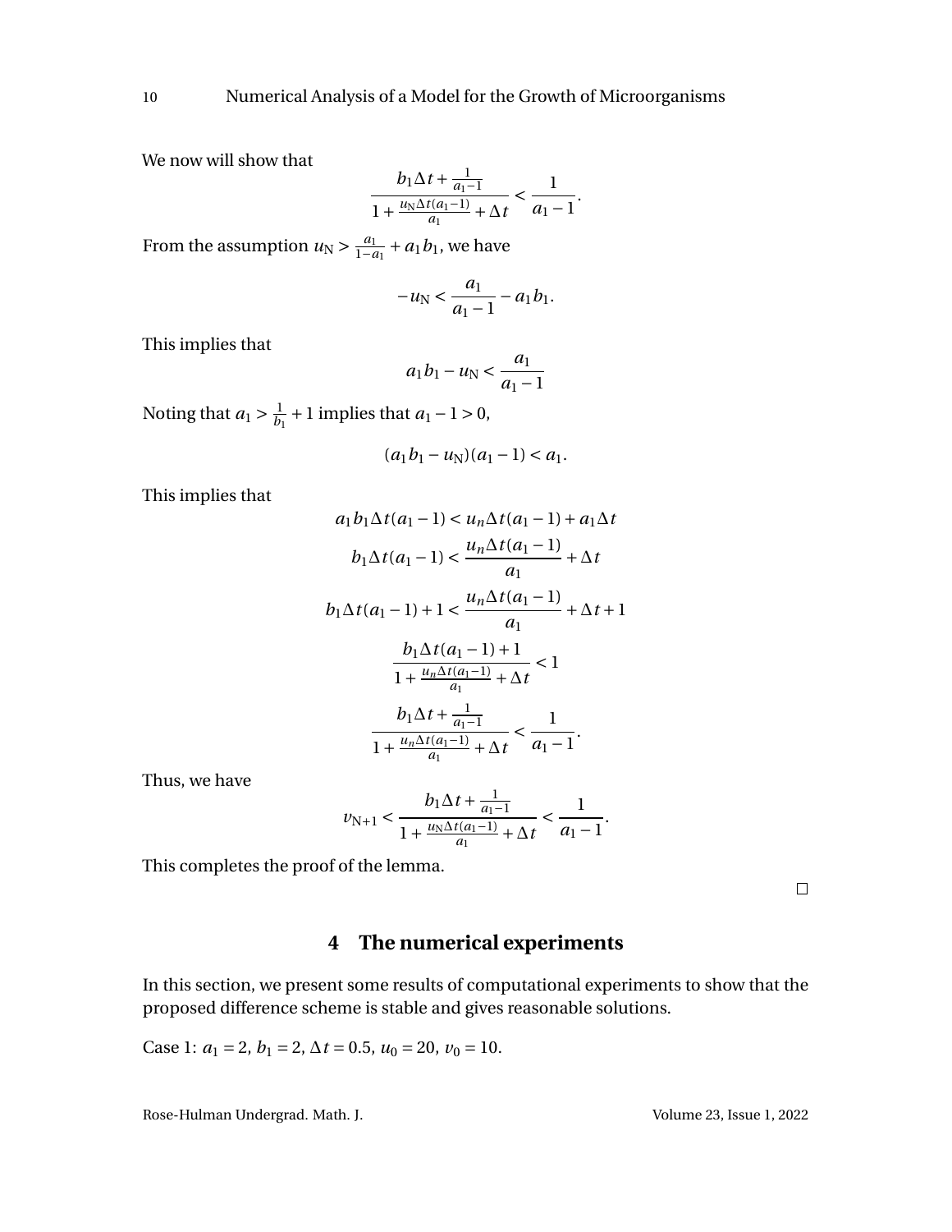We now will show that

$$\frac{b_1 \Delta t + \frac{1}{a_1 - 1}}{1 + \frac{u_N \Delta t(a_1 - 1)}{a_1} + \Delta t} < \frac{1}{a_1 - 1}.$$

From the assumption $u_N > \frac{a_1}{1-a_1} + a_1 b_1$, we have

$$-u_N < \frac{a_1}{a_1 - 1} - a_1 b_1.$$

This implies that

$$a_1 b_1 - u_N < \frac{a_1}{a_1 - 1}$$

Noting that $a_1 > \frac{1}{b_1} + 1$ implies that $a_1 - 1 > 0$,

$$(a_1 b_1 - u_N)(a_1 - 1) < a_1.$$

This implies that

$$a_1 b_1 \Delta t(a_1 - 1) < u_n \Delta t(a_1 - 1) + a_1 \Delta t$$

$$b_1 \Delta t(a_1 - 1) < \frac{u_n \Delta t(a_1 - 1)}{a_1} + \Delta t$$

$$b_1 \Delta t(a_1 - 1) + 1 < \frac{u_n \Delta t(a_1 - 1)}{a_1} + \Delta t + 1$$

$$\frac{b_1 \Delta t(a_1 - 1) + 1}{1 + \frac{u_n \Delta t(a_1 - 1)}{a_1} + \Delta t} < 1$$

$$\frac{b_1 \Delta t + \frac{1}{a_1 - 1}}{1 + \frac{u_n \Delta t(a_1 - 1)}{a_1} + \Delta t} < \frac{1}{a_1 - 1}.$$

Thus, we have

$$v_{N+1} < \frac{b_1 \Delta t + \frac{1}{a_1 - 1}}{1 + \frac{u_N \Delta t(a_1 - 1)}{a_1} + \Delta t} < \frac{1}{a_1 - 1}.$$

This completes the proof of the lemma.

□

## 4 The numerical experiments

In this section, we present some results of computational experiments to show that the proposed difference scheme is stable and gives reasonable solutions.

Case 1: $a_1 = 2$, $b_1 = 2$, $\Delta t = 0.5$, $u_0 = 20$, $v_0 = 10$.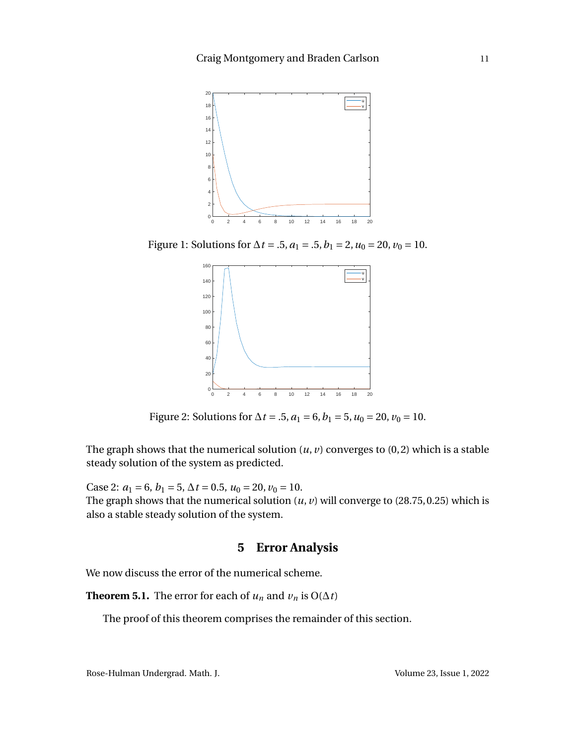Figure 1: Solutions for $\Delta t = .5, a_1 = .5, b_1 = 2, u_0 = 20, v_0 = 10$.

Figure 2: Solutions for $\Delta t = .5, a_1 = 6, b_1 = 5, u_0 = 20, v_0 = 10$.

The graph shows that the numerical solution $(u, v)$ converges to $(0,2)$ which is a stable steady solution of the system as predicted.

Case 2: $a_1 = 6$, $b_1 = 5$, $\Delta t = 0.5$, $u_0 = 20$, $v_0 = 10$.
The graph shows that the numerical solution $(u, v)$ will converge to $(28.75, 0.25)$ which is also a stable steady solution of the system.

## 5 Error Analysis

We now discuss the error of the numerical scheme.

**Theorem 5.1.** The error for each of $u_n$ and $v_n$ is $O(\Delta t)$

The proof of this theorem comprises the remainder of this section.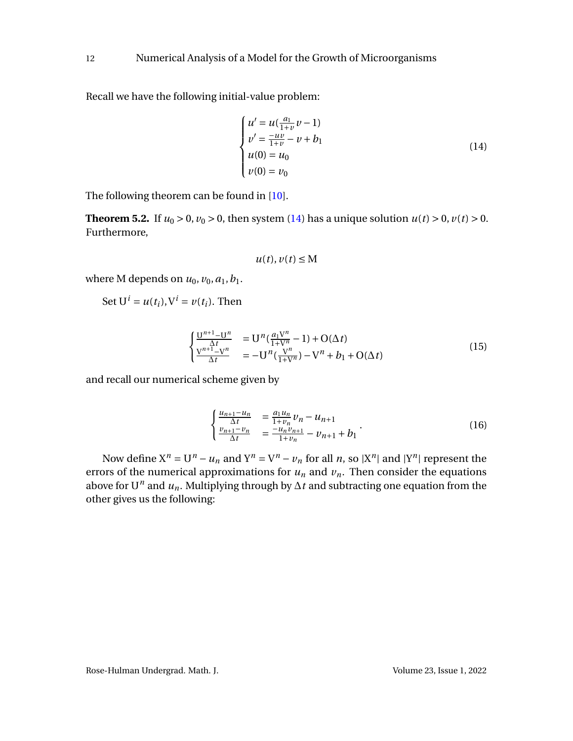Recall we have the following initial-value problem:

$$\begin{cases} u' = u(\frac{a_1}{1+v}v - 1) \\ v' = \frac{-uv}{1+v} - v + b_1 \\ u(0) = u_0 \\ v(0) = v_0 \end{cases} \tag{14}$$

The following theorem can be found in [10].

**Theorem 5.2.** If $u_0 > 0, v_0 > 0$, then system (14) has a unique solution $u(t) > 0, v(t) > 0$. Furthermore,

$$u(t), v(t) \leq \mathrm{M}$$

where M depends on $u_0, v_0, a_1, b_1$.

Set $\mathrm{U}^i = u(t_i), \mathrm{V}^i = v(t_i)$. Then

$$\begin{cases} \frac{\mathrm{U}^{n+1} - \mathrm{U}^n}{\Delta t} & = \mathrm{U}^n(\frac{a_1 \mathrm{V}^n}{1+\mathrm{V}^n} - 1) + \mathrm{O}(\Delta t) \\ \frac{\mathrm{V}^{n+1} - \mathrm{V}^n}{\Delta t} & = -\mathrm{U}^n(\frac{\mathrm{V}^n}{1+\mathrm{V}^n}) - \mathrm{V}^n + b_1 + \mathrm{O}(\Delta t) \end{cases} \tag{15}$$

and recall our numerical scheme given by

$$\begin{cases} \frac{u_{n+1} - u_n}{\Delta t} & = \frac{a_1 u_n}{1+v_n} v_n - u_{n+1} \\ \frac{v_{n+1} - v_n}{\Delta t} & = \frac{-u_n v_{n+1}}{1+v_n} - v_{n+1} + b_1 \end{cases}. \tag{16}$$

Now define $\mathrm{X}^n = \mathrm{U}^n - u_n$ and $\mathrm{Y}^n = \mathrm{V}^n - v_n$ for all $n$, so $|\mathrm{X}^n|$ and $|\mathrm{Y}^n|$ represent the errors of the numerical approximations for $u_n$ and $v_n$. Then consider the equations above for $\mathrm{U}^n$ and $u_n$. Multiplying through by $\Delta t$ and subtracting one equation from the other gives us the following: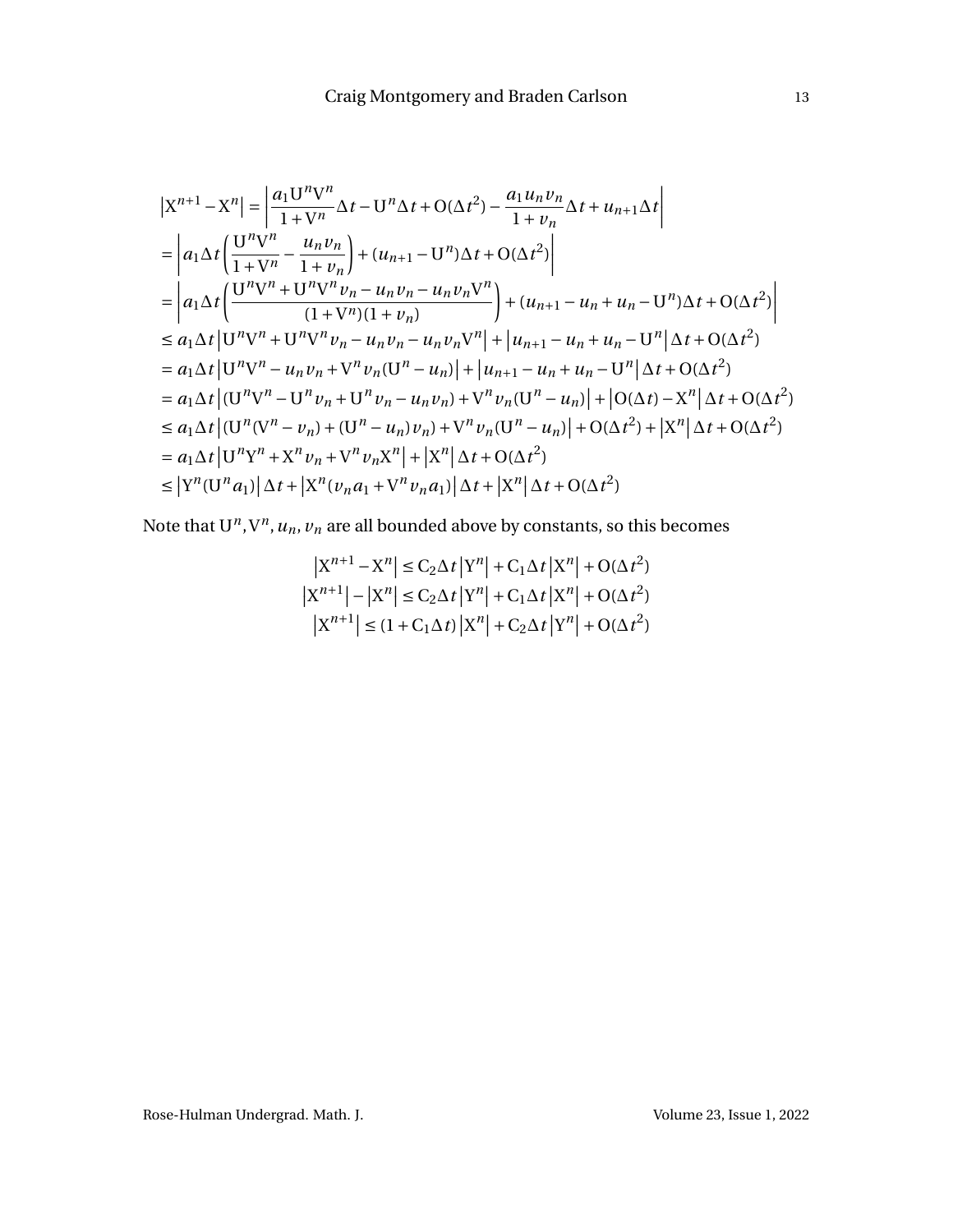$$
\begin{aligned}
\left|\mathrm{X}^{n+1}-\mathrm{X}^{n}\right| &= \left|\frac{a_1 \mathrm{U}^n \mathrm{V}^n}{1+\mathrm{V}^n}\Delta t - \mathrm{U}^n \Delta t + \mathrm{O}(\Delta t^2) - \frac{a_1 u_n v_n}{1+v_n}\Delta t + u_{n+1}\Delta t\right| \\
&= \left| a_1 \Delta t\left(\frac{\mathrm{U}^n\mathrm{V}^n}{1+\mathrm{V}^n} - \frac{u_n v_n}{1+v_n}\right) + (u_{n+1}-\mathrm{U}^n)\Delta t + \mathrm{O}(\Delta t^2)\right| \\
&= \left| a_1 \Delta t\left(\frac{\mathrm{U}^n\mathrm{V}^n + \mathrm{U}^n\mathrm{V}^n v_n - u_n v_n - u_n v_n \mathrm{V}^n}{(1+\mathrm{V}^n)(1+v_n)}\right) + (u_{n+1}-u_n+u_n-\mathrm{U}^n)\Delta t + \mathrm{O}(\Delta t^2)\right| \\
&\le a_1\Delta t\left|\mathrm{U}^n\mathrm{V}^n + \mathrm{U}^n\mathrm{V}^n v_n - u_n v_n - u_n v_n \mathrm{V}^n\right| + \left|u_{n+1}-u_n+u_n-\mathrm{U}^n\right|\Delta t + \mathrm{O}(\Delta t^2) \\
&= a_1\Delta t\left|\mathrm{U}^n\mathrm{V}^n - u_n v_n + \mathrm{V}^n v_n(\mathrm{U}^n - u_n)\right| + \left|u_{n+1}-u_n+u_n-\mathrm{U}^n\right|\Delta t + \mathrm{O}(\Delta t^2) \\
&= a_1\Delta t\left|(\mathrm{U}^n\mathrm{V}^n - \mathrm{U}^n v_n + \mathrm{U}^n v_n - u_n v_n) + \mathrm{V}^n v_n(\mathrm{U}^n - u_n)\right| + \left|\mathrm{O}(\Delta t) - \mathrm{X}^n\right|\Delta t + \mathrm{O}(\Delta t^2) \\
&\le a_1\Delta t\left|(\mathrm{U}^n(\mathrm{V}^n - v_n) + (\mathrm{U}^n - u_n)v_n) + \mathrm{V}^n v_n(\mathrm{U}^n - u_n)\right| + \mathrm{O}(\Delta t^2) + \left|\mathrm{X}^n\right|\Delta t + \mathrm{O}(\Delta t^2) \\
&= a_1\Delta t\left|\mathrm{U}^n\mathrm{Y}^n + \mathrm{X}^n v_n + \mathrm{V}^n v_n \mathrm{X}^n\right| + \left|\mathrm{X}^n\right|\Delta t + \mathrm{O}(\Delta t^2) \\
&\le \left|\mathrm{Y}^n(\mathrm{U}^n a_1)\right|\Delta t + \left|\mathrm{X}^n(v_n a_1 + \mathrm{V}^n v_n a_1)\right|\Delta t + \left|\mathrm{X}^n\right|\Delta t + \mathrm{O}(\Delta t^2)
\end{aligned}
$$

Note that $\mathrm{U}^n, \mathrm{V}^n, u_n, v_n$ are all bounded above by constants, so this becomes

$$
\begin{aligned}
\left|\mathrm{X}^{n+1}-\mathrm{X}^{n}\right| &\le \mathrm{C}_2\Delta t\left|\mathrm{Y}^n\right| + \mathrm{C}_1\Delta t\left|\mathrm{X}^n\right| + \mathrm{O}(\Delta t^2) \\
\left|\mathrm{X}^{n+1}\right| - \left|\mathrm{X}^{n}\right| &\le \mathrm{C}_2\Delta t\left|\mathrm{Y}^n\right| + \mathrm{C}_1\Delta t\left|\mathrm{X}^n\right| + \mathrm{O}(\Delta t^2) \\
\left|\mathrm{X}^{n+1}\right| &\le (1+\mathrm{C}_1\Delta t)\left|\mathrm{X}^n\right| + \mathrm{C}_2\Delta t\left|\mathrm{Y}^n\right| + \mathrm{O}(\Delta t^2)
\end{aligned}
$$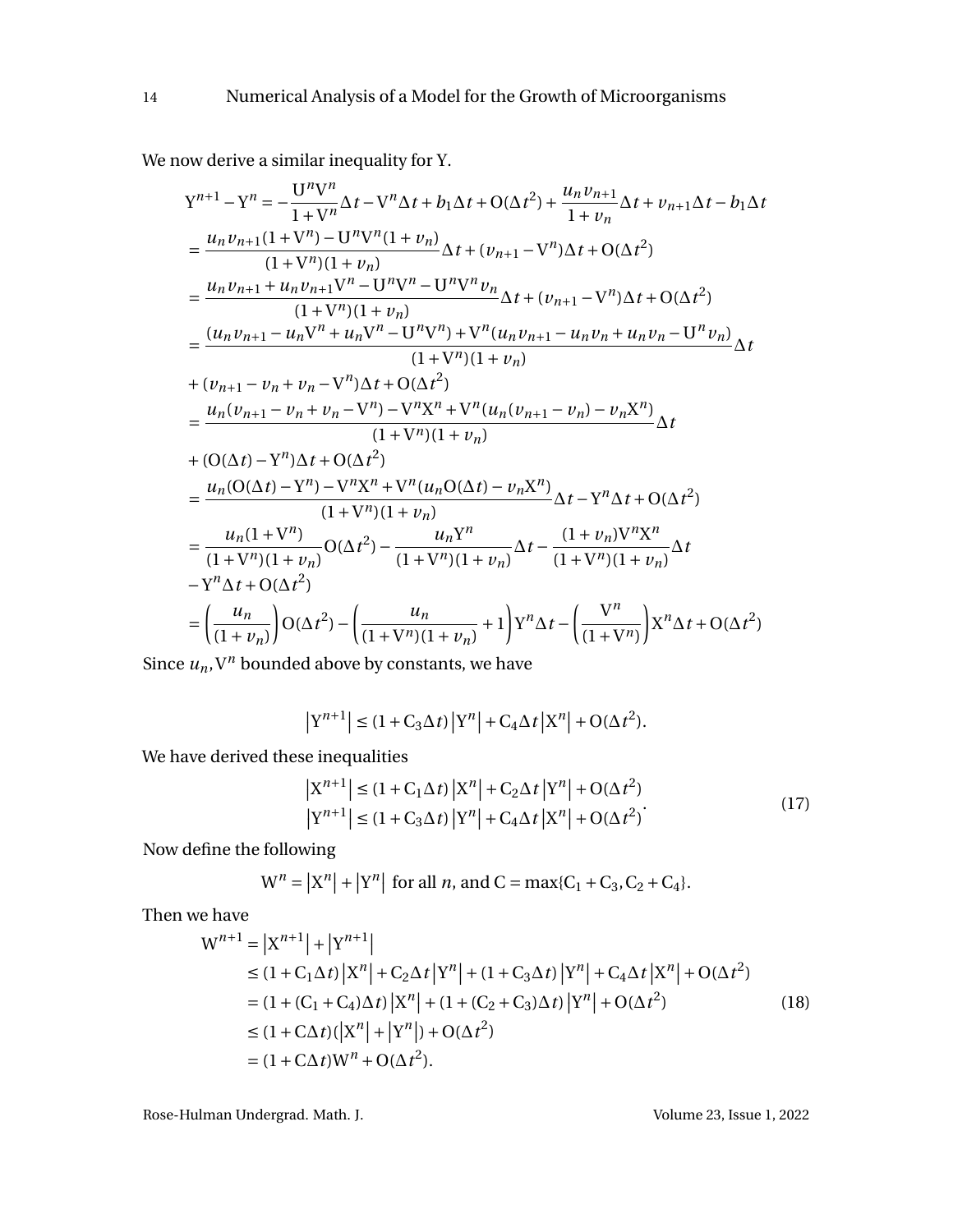We now derive a similar inequality for Y.

$$
\begin{aligned}
\mathrm{Y}^{n+1}-\mathrm{Y}^{n} &= -\frac{\mathrm{U}^{n}\mathrm{V}^{n}}{1+\mathrm{V}^{n}}\Delta t-\mathrm{V}^{n}\Delta t+b_1\Delta t+\mathrm{O}(\Delta t^2)+\frac{u_n v_{n+1}}{1+v_n}\Delta t+v_{n+1}\Delta t-b_1\Delta t\\
&= \frac{u_n v_{n+1}(1+\mathrm{V}^{n})-\mathrm{U}^{n}\mathrm{V}^{n}(1+v_n)}{(1+\mathrm{V}^{n})(1+v_n)}\Delta t+(v_{n+1}-\mathrm{V}^{n})\Delta t+\mathrm{O}(\Delta t^2)\\
&= \frac{u_n v_{n+1}+u_n v_{n+1}\mathrm{V}^{n}-\mathrm{U}^{n}\mathrm{V}^{n}-\mathrm{U}^{n}\mathrm{V}^{n}v_n}{(1+\mathrm{V}^{n})(1+v_n)}\Delta t+(v_{n+1}-\mathrm{V}^{n})\Delta t+\mathrm{O}(\Delta t^2)\\
&= \frac{(u_n v_{n+1}-u_n\mathrm{V}^{n}+u_n\mathrm{V}^{n}-\mathrm{U}^{n}\mathrm{V}^{n})+\mathrm{V}^{n}(u_n v_{n+1}-u_n v_n+u_n v_n-\mathrm{U}^{n}v_n)}{(1+\mathrm{V}^{n})(1+v_n)}\Delta t\\
&+(v_{n+1}-v_n+v_n-\mathrm{V}^{n})\Delta t+\mathrm{O}(\Delta t^2)\\
&= \frac{u_n(v_{n+1}-v_n+v_n-\mathrm{V}^{n})-\mathrm{V}^{n}\mathrm{X}^{n}+\mathrm{V}^{n}(u_n(v_{n+1}-v_n)-v_n\mathrm{X}^{n})}{(1+\mathrm{V}^{n})(1+v_n)}\Delta t\\
&+(\mathrm{O}(\Delta t)-\mathrm{Y}^{n})\Delta t+\mathrm{O}(\Delta t^2)\\
&= \frac{u_n(\mathrm{O}(\Delta t)-\mathrm{Y}^{n})-\mathrm{V}^{n}\mathrm{X}^{n}+\mathrm{V}^{n}(u_n\mathrm{O}(\Delta t)-v_n\mathrm{X}^{n})}{(1+\mathrm{V}^{n})(1+v_n)}\Delta t-\mathrm{Y}^{n}\Delta t+\mathrm{O}(\Delta t^2)\\
&= \frac{u_n(1+\mathrm{V}^{n})}{(1+\mathrm{V}^{n})(1+v_n)}\mathrm{O}(\Delta t^2)-\frac{u_n\mathrm{Y}^{n}}{(1+\mathrm{V}^{n})(1+v_n)}\Delta t-\frac{(1+v_n)\mathrm{V}^{n}\mathrm{X}^{n}}{(1+\mathrm{V}^{n})(1+v_n)}\Delta t\\
&-\mathrm{Y}^{n}\Delta t+\mathrm{O}(\Delta t^2)\\
&= \left(\frac{u_n}{(1+v_n)}\right)\mathrm{O}(\Delta t^2)-\left(\frac{u_n}{(1+\mathrm{V}^{n})(1+v_n)}+1\right)\mathrm{Y}^{n}\Delta t-\left(\frac{\mathrm{V}^{n}}{(1+\mathrm{V}^{n})}\right)\mathrm{X}^{n}\Delta t+\mathrm{O}(\Delta t^2)
\end{aligned}
$$

Since $u_n, \mathrm{V}^n$ bounded above by constants, we have

$$
\left|\mathrm{Y}^{n+1}\right| \le (1+\mathrm{C}_3\Delta t)\left|\mathrm{Y}^{n}\right|+\mathrm{C}_4\Delta t\left|\mathrm{X}^{n}\right|+\mathrm{O}(\Delta t^2).
$$

We have derived these inequalities

$$
\begin{aligned}
\left|\mathrm{X}^{n+1}\right| &\le (1+\mathrm{C}_1\Delta t)\left|\mathrm{X}^{n}\right|+\mathrm{C}_2\Delta t\left|\mathrm{Y}^{n}\right|+\mathrm{O}(\Delta t^2)\\
\left|\mathrm{Y}^{n+1}\right| &\le (1+\mathrm{C}_3\Delta t)\left|\mathrm{Y}^{n}\right|+\mathrm{C}_4\Delta t\left|\mathrm{X}^{n}\right|+\mathrm{O}(\Delta t^2)
\end{aligned}. \tag{17}
$$

Now define the following

$$
\mathrm{W}^{n}=\left|\mathrm{X}^{n}\right|+\left|\mathrm{Y}^{n}\right| \text{ for all } n, \text{ and } \mathrm{C}=\max\{\mathrm{C}_1+\mathrm{C}_3, \mathrm{C}_2+\mathrm{C}_4\}.
$$

Then we have

$$
\begin{aligned}
\mathrm{W}^{n+1} &= \left|\mathrm{X}^{n+1}\right|+\left|\mathrm{Y}^{n+1}\right|\\
&\le (1+\mathrm{C}_1\Delta t)\left|\mathrm{X}^{n}\right|+\mathrm{C}_2\Delta t\left|\mathrm{Y}^{n}\right|+(1+\mathrm{C}_3\Delta t)\left|\mathrm{Y}^{n}\right|+\mathrm{C}_4\Delta t\left|\mathrm{X}^{n}\right|+\mathrm{O}(\Delta t^2)\\
&= (1+(\mathrm{C}_1+\mathrm{C}_4)\Delta t)\left|\mathrm{X}^{n}\right|+(1+(\mathrm{C}_2+\mathrm{C}_3)\Delta t)\left|\mathrm{Y}^{n}\right|+\mathrm{O}(\Delta t^2)\\
&\le (1+\mathrm{C}\Delta t)(\left|\mathrm{X}^{n}\right|+\left|\mathrm{Y}^{n}\right|)+\mathrm{O}(\Delta t^2)\\
&= (1+\mathrm{C}\Delta t)\mathrm{W}^{n}+\mathrm{O}(\Delta t^2).
\end{aligned} \tag{18}
$$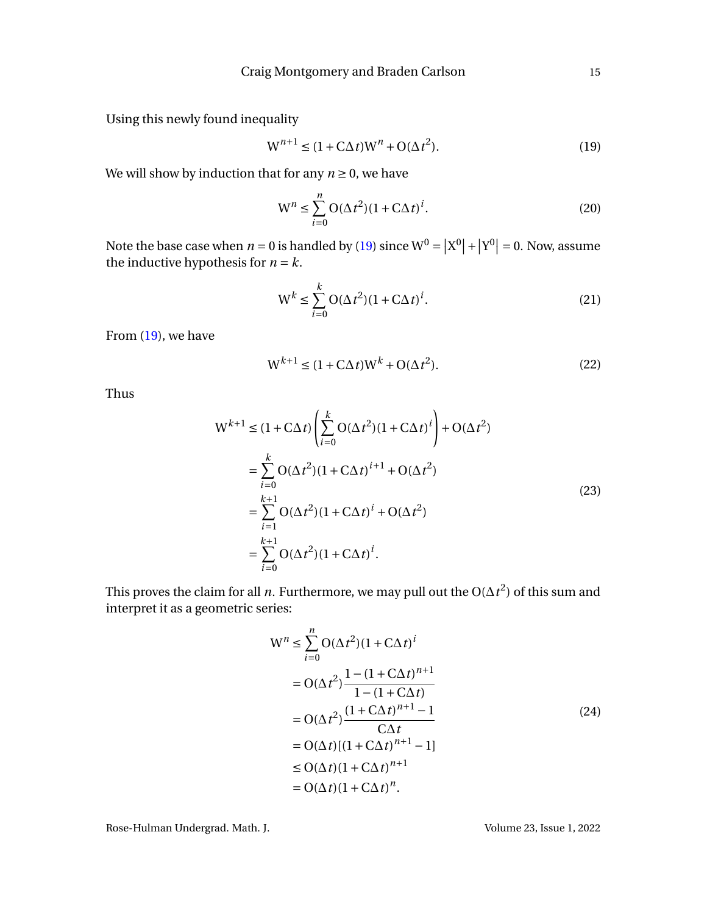Using this newly found inequality

$$W^{n+1} \le (1 + C\Delta t)W^n + O(\Delta t^2). \tag{19}$$

We will show by induction that for any $n \ge 0$, we have

$$W^n \le \sum_{i=0}^{n} O(\Delta t^2)(1 + C\Delta t)^i. \tag{20}$$

Note the base case when $n = 0$ is handled by (19) since $W^0 = |X^0| + |Y^0| = 0$. Now, assume the inductive hypothesis for $n = k$.

$$W^k \le \sum_{i=0}^{k} O(\Delta t^2)(1 + C\Delta t)^i. \tag{21}$$

From (19), we have

$$W^{k+1} \le (1 + C\Delta t)W^k + O(\Delta t^2). \tag{22}$$

Thus

$$\begin{aligned}
W^{k+1} &\le (1 + C\Delta t)\left(\sum_{i=0}^{k} O(\Delta t^2)(1 + C\Delta t)^i\right) + O(\Delta t^2) \\
&= \sum_{i=0}^{k} O(\Delta t^2)(1 + C\Delta t)^{i+1} + O(\Delta t^2) \\
&= \sum_{i=1}^{k+1} O(\Delta t^2)(1 + C\Delta t)^i + O(\Delta t^2) \\
&= \sum_{i=0}^{k+1} O(\Delta t^2)(1 + C\Delta t)^i.
\end{aligned} \tag{23}$$

This proves the claim for all $n$. Furthermore, we may pull out the $O(\Delta t^2)$ of this sum and interpret it as a geometric series:

$$\begin{aligned}
W^n &\le \sum_{i=0}^{n} O(\Delta t^2)(1 + C\Delta t)^i \\
&= O(\Delta t^2)\frac{1 - (1 + C\Delta t)^{n+1}}{1 - (1 + C\Delta t)} \\
&= O(\Delta t^2)\frac{(1 + C\Delta t)^{n+1} - 1}{C\Delta t} \\
&= O(\Delta t)[(1 + C\Delta t)^{n+1} - 1] \\
&\le O(\Delta t)(1 + C\Delta t)^{n+1} \\
&= O(\Delta t)(1 + C\Delta t)^n.
\end{aligned} \tag{24}$$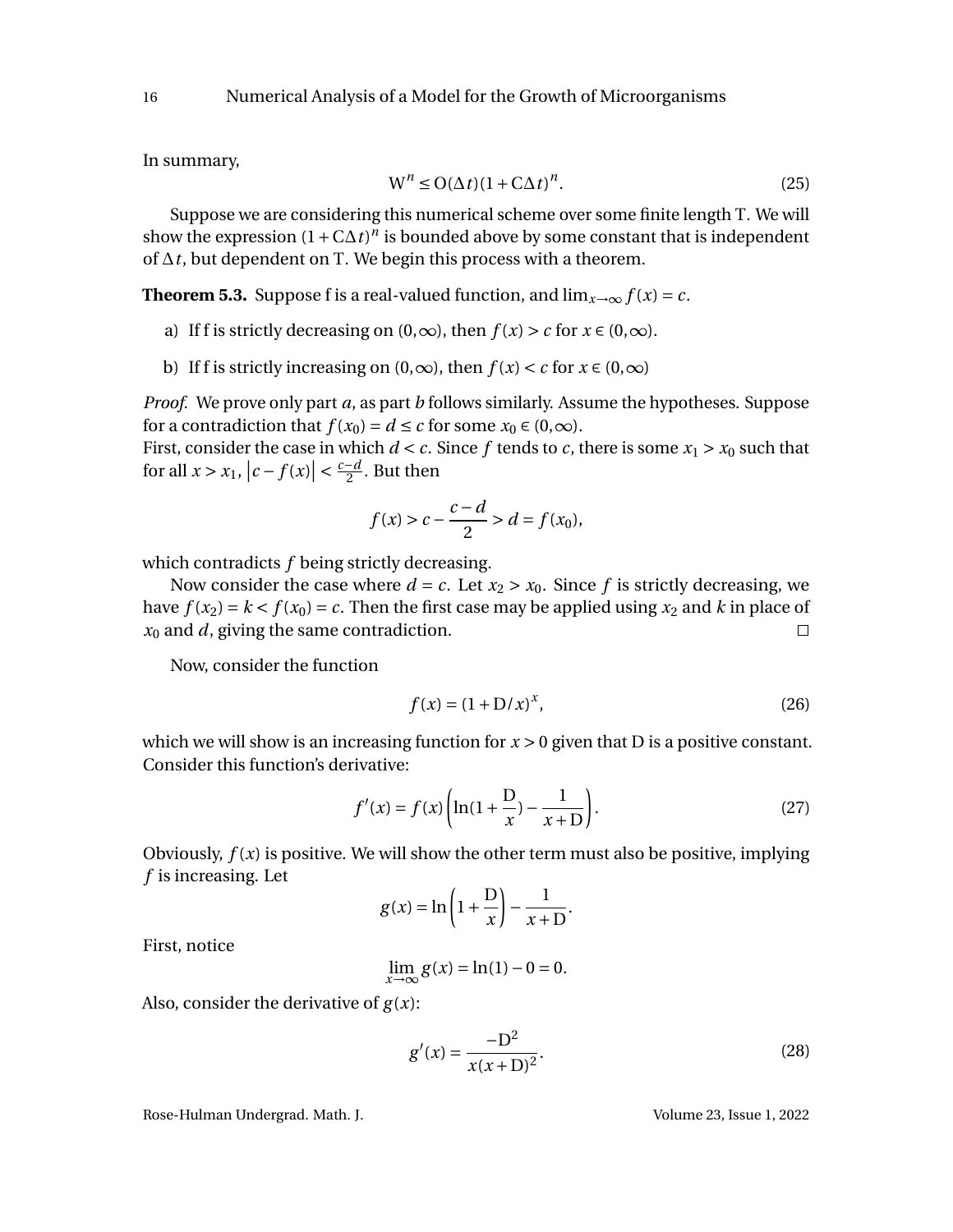In summary,

$$\mathrm{W}^n \le \mathrm{O}(\Delta t)(1+\mathrm{C}\Delta t)^n. \tag{25}$$

Suppose we are considering this numerical scheme over some finite length T. We will show the expression $(1+\mathrm{C}\Delta t)^n$ is bounded above by some constant that is independent of $\Delta t$, but dependent on T. We begin this process with a theorem.

**Theorem 5.3.** Suppose f is a real-valued function, and $\lim_{x\to\infty} f(x) = c$.

a) If f is strictly decreasing on $(0,\infty)$, then $f(x) > c$ for $x \in (0,\infty)$.

b) If f is strictly increasing on $(0,\infty)$, then $f(x) < c$ for $x \in (0,\infty)$

*Proof.* We prove only part *a*, as part *b* follows similarly. Assume the hypotheses. Suppose for a contradiction that $f(x_0) = d \le c$ for some $x_0 \in (0,\infty)$.
First, consider the case in which $d < c$. Since $f$ tends to $c$, there is some $x_1 > x_0$ such that for all $x > x_1$, $|c - f(x)| < \frac{c-d}{2}$. But then

$$f(x) > c - \frac{c-d}{2} > d = f(x_0),$$

which contradicts $f$ being strictly decreasing.

Now consider the case where $d = c$. Let $x_2 > x_0$. Since $f$ is strictly decreasing, we have $f(x_2) = k < f(x_0) = c$. Then the first case may be applied using $x_2$ and $k$ in place of $x_0$ and $d$, giving the same contradiction. □

Now, consider the function

$$f(x) = (1+\mathrm{D}/x)^x, \tag{26}$$

which we will show is an increasing function for $x > 0$ given that D is a positive constant. Consider this function's derivative:

$$f'(x) = f(x)\left(\ln(1+\frac{\mathrm{D}}{x}) - \frac{1}{x+\mathrm{D}}\right). \tag{27}$$

Obviously, $f(x)$ is positive. We will show the other term must also be positive, implying $f$ is increasing. Let

$$g(x) = \ln\left(1+\frac{\mathrm{D}}{x}\right) - \frac{1}{x+\mathrm{D}}.$$

First, notice

$$\lim_{x\to\infty} g(x) = \ln(1) - 0 = 0.$$

Also, consider the derivative of $g(x)$:

$$g'(x) = \frac{-\mathrm{D}^2}{x(x+\mathrm{D})^2}. \tag{28}$$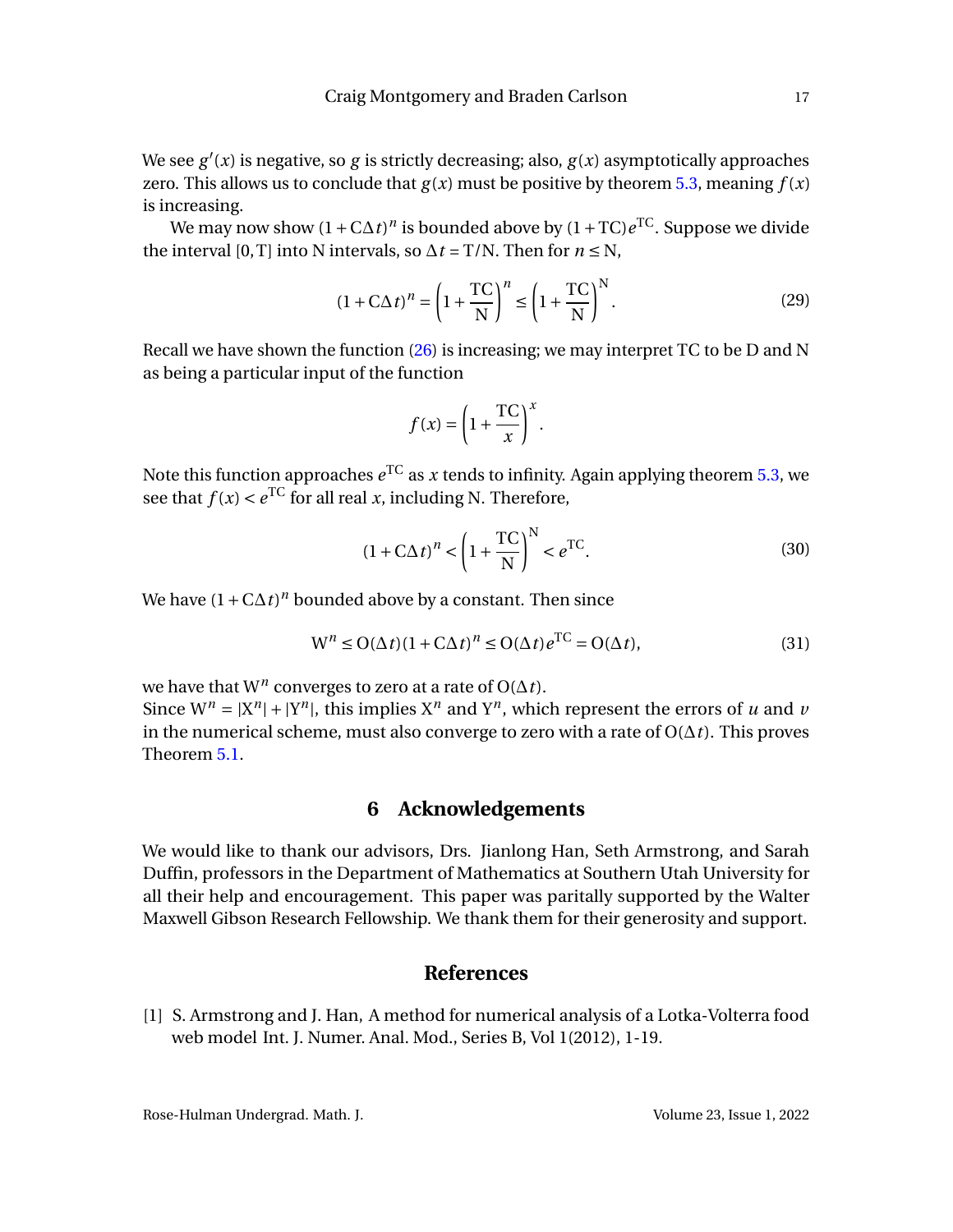We see $g'(x)$ is negative, so $g$ is strictly decreasing; also, $g(x)$ asymptotically approaches zero. This allows us to conclude that $g(x)$ must be positive by theorem 5.3, meaning $f(x)$ is increasing.

We may now show $(1+\mathrm{C}\Delta t)^n$ is bounded above by $(1+\mathrm{TC})e^{\mathrm{TC}}$. Suppose we divide the interval $[0,\mathrm{T}]$ into N intervals, so $\Delta t = \mathrm{T}/\mathrm{N}$. Then for $n \le \mathrm{N}$,

$$(1+\mathrm{C}\Delta t)^n = \left(1+\frac{\mathrm{TC}}{\mathrm{N}}\right)^n \le \left(1+\frac{\mathrm{TC}}{\mathrm{N}}\right)^{\mathrm{N}}. \tag{29}$$

Recall we have shown the function (26) is increasing; we may interpret TC to be D and N as being a particular input of the function

$$f(x) = \left(1+\frac{\mathrm{TC}}{x}\right)^x.$$

Note this function approaches $e^{\mathrm{TC}}$ as $x$ tends to infinity. Again applying theorem 5.3, we see that $f(x) < e^{\mathrm{TC}}$ for all real $x$, including N. Therefore,

$$(1+\mathrm{C}\Delta t)^n < \left(1+\frac{\mathrm{TC}}{\mathrm{N}}\right)^{\mathrm{N}} < e^{\mathrm{TC}}. \tag{30}$$

We have $(1+\mathrm{C}\Delta t)^n$ bounded above by a constant. Then since

$$\mathrm{W}^n \le \mathrm{O}(\Delta t)(1+\mathrm{C}\Delta t)^n \le \mathrm{O}(\Delta t)e^{\mathrm{TC}} = \mathrm{O}(\Delta t), \tag{31}$$

we have that $\mathrm{W}^n$ converges to zero at a rate of $\mathrm{O}(\Delta t)$.
Since $\mathrm{W}^n = |\mathrm{X}^n| + |\mathrm{Y}^n|$, this implies $\mathrm{X}^n$ and $\mathrm{Y}^n$, which represent the errors of $u$ and $v$ in the numerical scheme, must also converge to zero with a rate of $\mathrm{O}(\Delta t)$. This proves Theorem 5.1.

## 6 Acknowledgements

We would like to thank our advisors, Drs. Jianlong Han, Seth Armstrong, and Sarah Duffin, professors in the Department of Mathematics at Southern Utah University for all their help and encouragement. This paper was paritally supported by the Walter Maxwell Gibson Research Fellowship. We thank them for their generosity and support.

## References

[1] S. Armstrong and J. Han, A method for numerical analysis of a Lotka-Volterra food web model Int. J. Numer. Anal. Mod., Series B, Vol 1(2012), 1-19.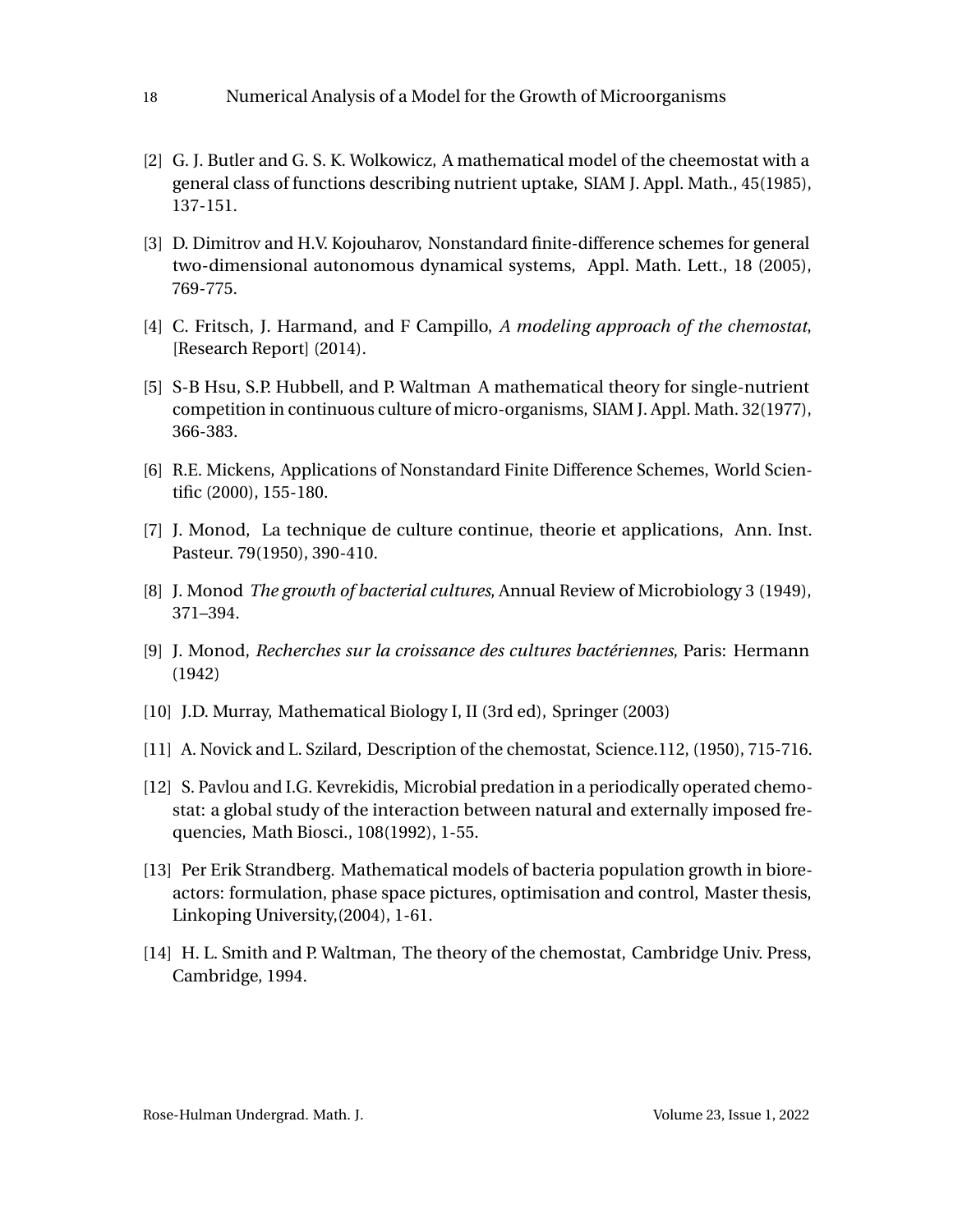[2] G. J. Butler and G. S. K. Wolkowicz, A mathematical model of the cheemostat with a general class of functions describing nutrient uptake, SIAM J. Appl. Math., 45(1985), 137-151.

[3] D. Dimitrov and H.V. Kojouharov, Nonstandard finite-difference schemes for general two-dimensional autonomous dynamical systems, Appl. Math. Lett., 18 (2005), 769-775.

[4] C. Fritsch, J. Harmand, and F Campillo, *A modeling approach of the chemostat*, [Research Report] (2014).

[5] S-B Hsu, S.P. Hubbell, and P. Waltman A mathematical theory for single-nutrient competition in continuous culture of micro-organisms, SIAM J. Appl. Math. 32(1977), 366-383.

[6] R.E. Mickens, Applications of Nonstandard Finite Difference Schemes, World Scientific (2000), 155-180.

[7] J. Monod, La technique de culture continue, theorie et applications, Ann. Inst. Pasteur. 79(1950), 390-410.

[8] J. Monod *The growth of bacterial cultures*, Annual Review of Microbiology 3 (1949), 371–394.

[9] J. Monod, *Recherches sur la croissance des cultures bactériennes*, Paris: Hermann (1942)

[10] J.D. Murray, Mathematical Biology I, II (3rd ed), Springer (2003)

[11] A. Novick and L. Szilard, Description of the chemostat, Science.112, (1950), 715-716.

[12] S. Pavlou and I.G. Kevrekidis, Microbial predation in a periodically operated chemostat: a global study of the interaction between natural and externally imposed frequencies, Math Biosci., 108(1992), 1-55.

[13] Per Erik Strandberg. Mathematical models of bacteria population growth in bioreactors: formulation, phase space pictures, optimisation and control, Master thesis, Linkoping University,(2004), 1-61.

[14] H. L. Smith and P. Waltman, The theory of the chemostat, Cambridge Univ. Press, Cambridge, 1994.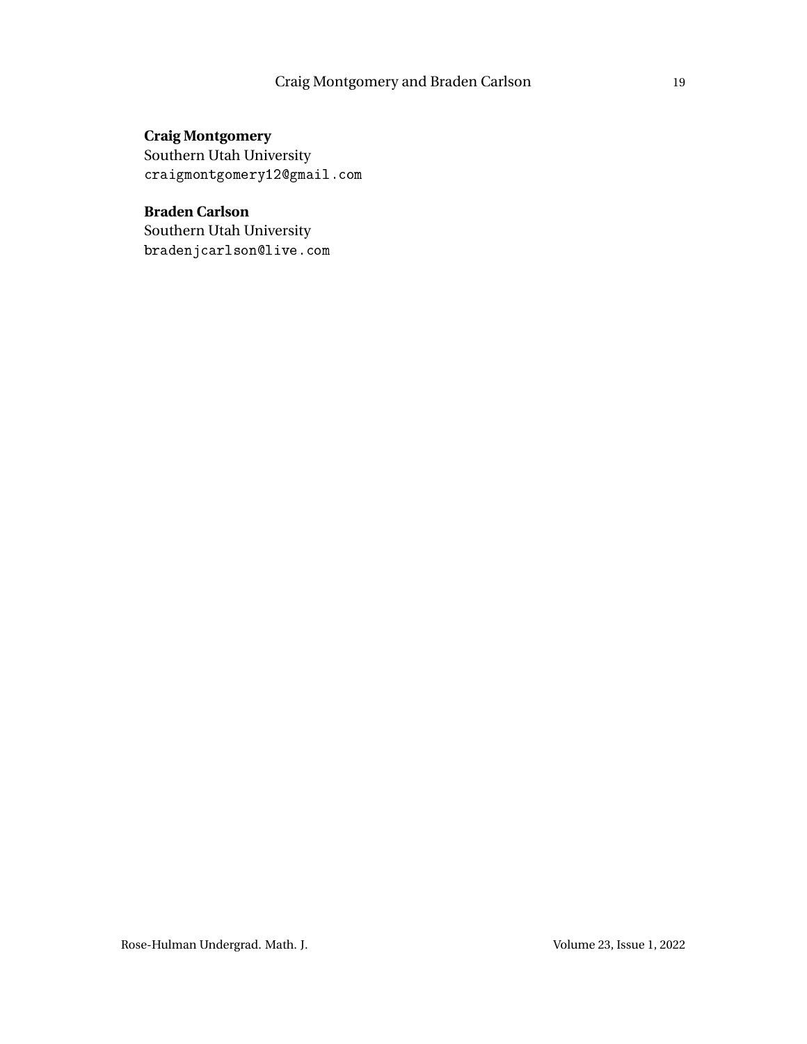**Craig Montgomery**
Southern Utah University
craigmontgomery12@gmail.com

**Braden Carlson**
Southern Utah University
bradenjcarlson@live.com